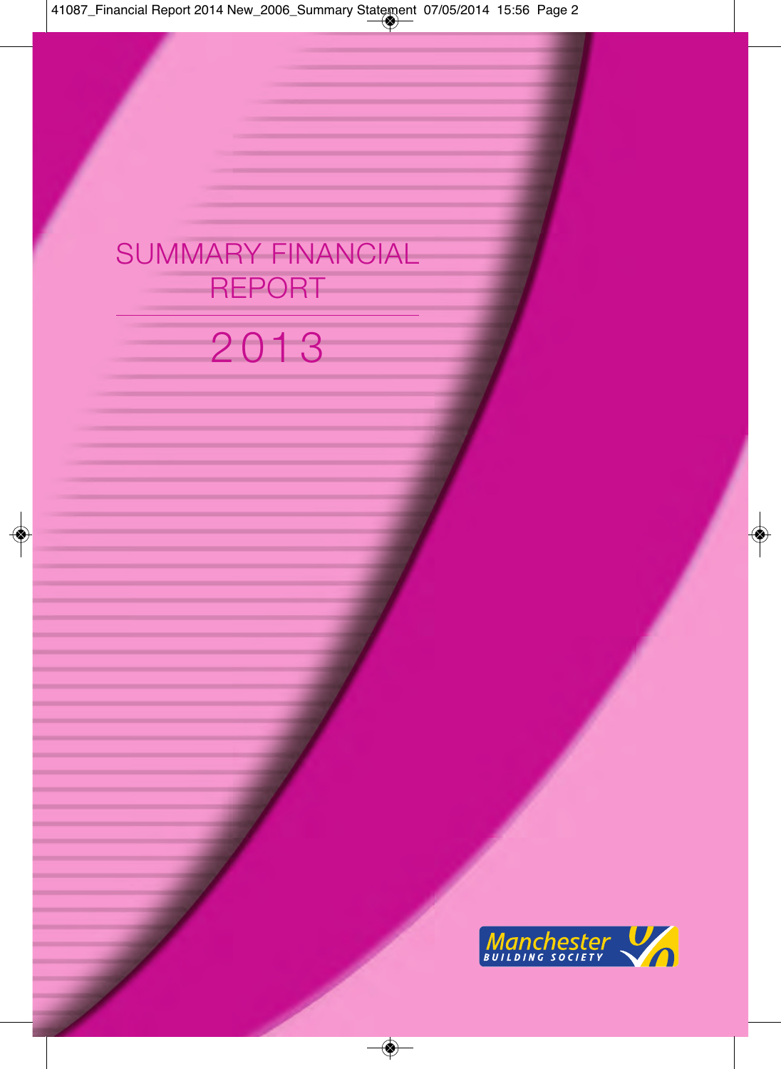# SUMMARY FINANCIAL REPORT

# 2013

Manchester BUILDING SOCIETY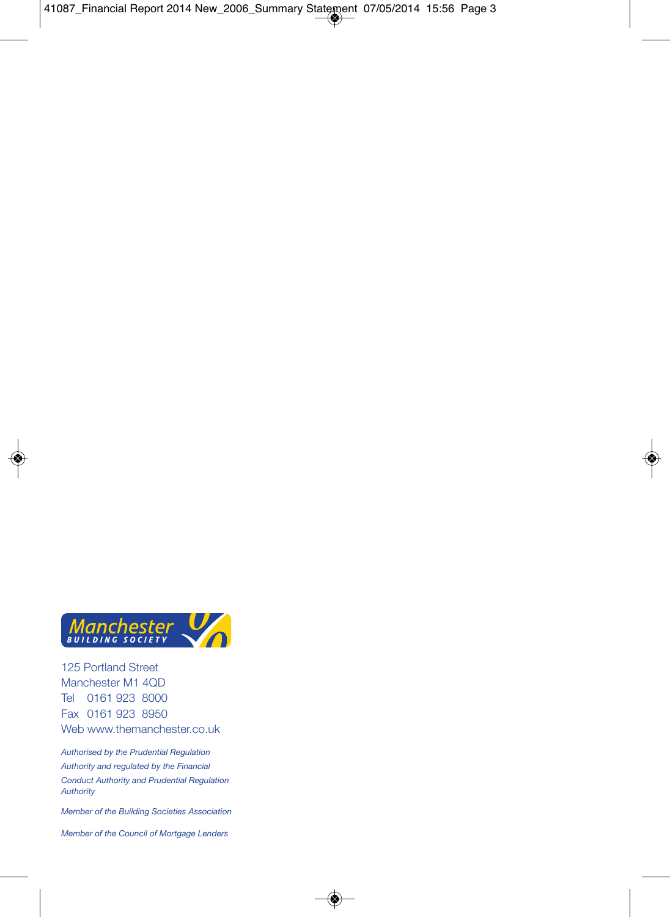Manchester BUILDING SOCIETY

125 Portland Street
Manchester M1 4QD
Tel 0161 923 8000
Fax 0161 923 8950
Web www.themanchester.co.uk

*Authorised by the Prudential Regulation Authority and regulated by the Financial Conduct Authority and Prudential Regulation Authority*

*Member of the Building Societies Association*

*Member of the Council of Mortgage Lenders*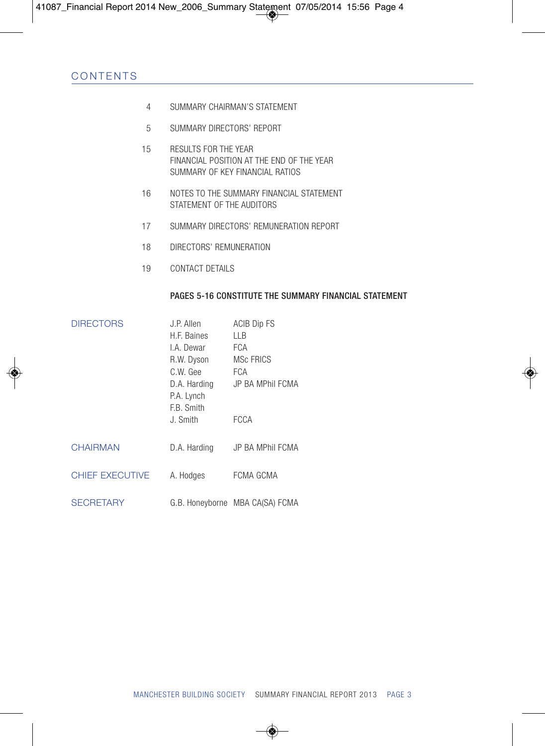## CONTENTS

| Page | Section |
|---|---|
| 4 | SUMMARY CHAIRMAN'S STATEMENT |
| 5 | SUMMARY DIRECTORS' REPORT |
| 15 | RESULTS FOR THE YEAR<br>FINANCIAL POSITION AT THE END OF THE YEAR<br>SUMMARY OF KEY FINANCIAL RATIOS |
| 16 | NOTES TO THE SUMMARY FINANCIAL STATEMENT<br>STATEMENT OF THE AUDITORS |
| 17 | SUMMARY DIRECTORS' REMUNERATION REPORT |
| 18 | DIRECTORS' REMUNERATION |
| 19 | CONTACT DETAILS |

**PAGES 5-16 CONSTITUTE THE SUMMARY FINANCIAL STATEMENT**

**DIRECTORS**

| | |
|---|---|
| J.P. Allen | ACIB Dip FS |
| H.F. Baines | LLB |
| I.A. Dewar | FCA |
| R.W. Dyson | MSc FRICS |
| C.W. Gee | FCA |
| D.A. Harding | JP BA MPhil FCMA |
| P.A. Lynch | |
| F.B. Smith | |
| J. Smith | FCCA |

**CHAIRMAN**

D.A. Harding JP BA MPhil FCMA

**CHIEF EXECUTIVE**

A. Hodges FCMA GCMA

**SECRETARY**

G.B. Honeyborne MBA CA(SA) FCMA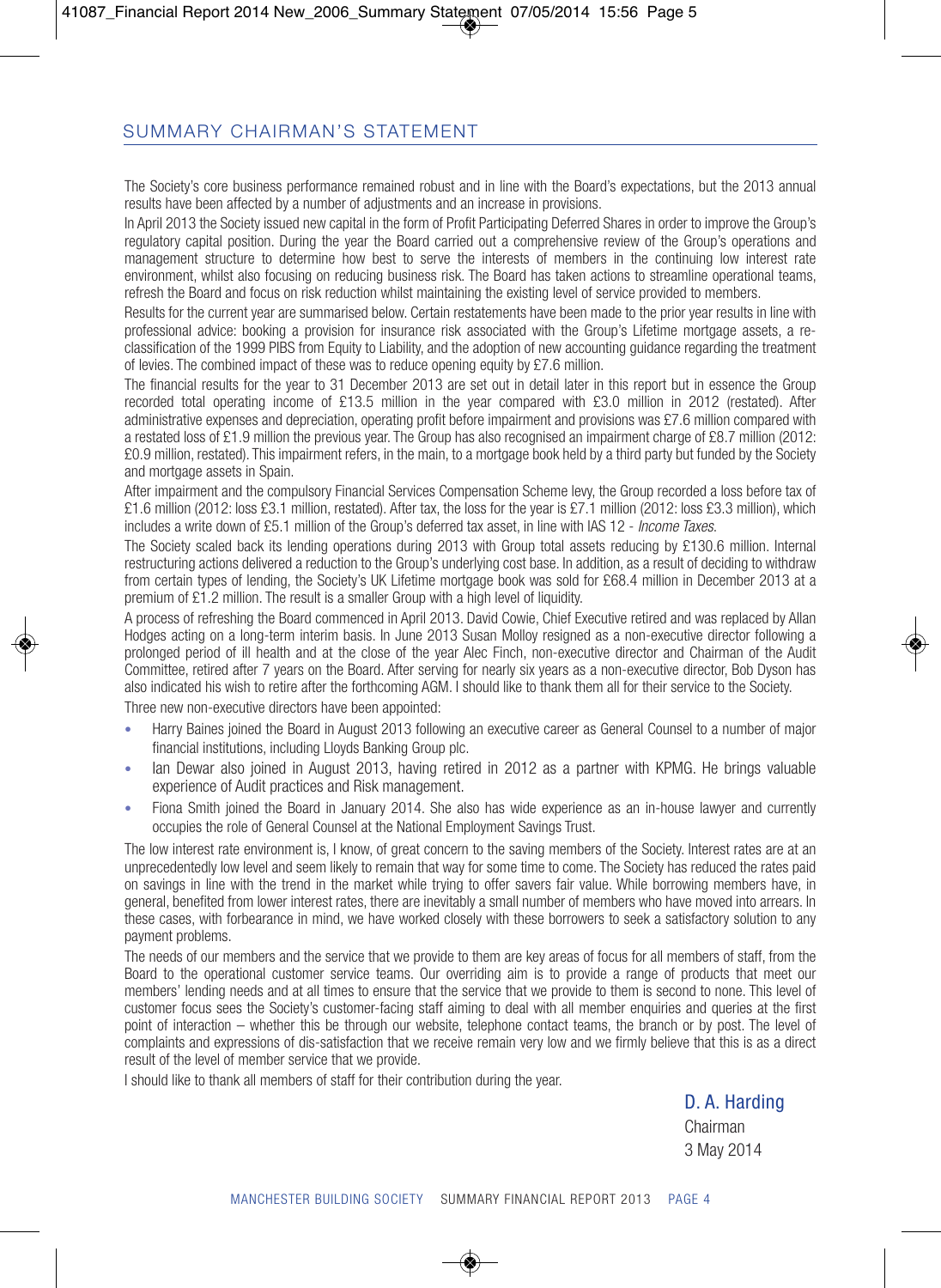## SUMMARY CHAIRMAN'S STATEMENT

The Society's core business performance remained robust and in line with the Board's expectations, but the 2013 annual results have been affected by a number of adjustments and an increase in provisions.

In April 2013 the Society issued new capital in the form of Profit Participating Deferred Shares in order to improve the Group's regulatory capital position. During the year the Board carried out a comprehensive review of the Group's operations and management structure to determine how best to serve the interests of members in the continuing low interest rate environment, whilst also focusing on reducing business risk. The Board has taken actions to streamline operational teams, refresh the Board and focus on risk reduction whilst maintaining the existing level of service provided to members.

Results for the current year are summarised below. Certain restatements have been made to the prior year results in line with professional advice: booking a provision for insurance risk associated with the Group's Lifetime mortgage assets, a re-classification of the 1999 PIBS from Equity to Liability, and the adoption of new accounting guidance regarding the treatment of levies. The combined impact of these was to reduce opening equity by £7.6 million.

The financial results for the year to 31 December 2013 are set out in detail later in this report but in essence the Group recorded total operating income of £13.5 million in the year compared with £3.0 million in 2012 (restated). After administrative expenses and depreciation, operating profit before impairment and provisions was £7.6 million compared with a restated loss of £1.9 million the previous year. The Group has also recognised an impairment charge of £8.7 million (2012: £0.9 million, restated). This impairment refers, in the main, to a mortgage book held by a third party but funded by the Society and mortgage assets in Spain.

After impairment and the compulsory Financial Services Compensation Scheme levy, the Group recorded a loss before tax of £1.6 million (2012: loss £3.1 million, restated). After tax, the loss for the year is £7.1 million (2012: loss £3.3 million), which includes a write down of £5.1 million of the Group's deferred tax asset, in line with IAS 12 - *Income Taxes*.

The Society scaled back its lending operations during 2013 with Group total assets reducing by £130.6 million. Internal restructuring actions delivered a reduction to the Group's underlying cost base. In addition, as a result of deciding to withdraw from certain types of lending, the Society's UK Lifetime mortgage book was sold for £68.4 million in December 2013 at a premium of £1.2 million. The result is a smaller Group with a high level of liquidity.

A process of refreshing the Board commenced in April 2013. David Cowie, Chief Executive retired and was replaced by Allan Hodges acting on a long-term interim basis. In June 2013 Susan Molloy resigned as a non-executive director following a prolonged period of ill health and at the close of the year Alec Finch, non-executive director and Chairman of the Audit Committee, retired after 7 years on the Board. After serving for nearly six years as a non-executive director, Bob Dyson has also indicated his wish to retire after the forthcoming AGM. I should like to thank them all for their service to the Society.

Three new non-executive directors have been appointed:

- Harry Baines joined the Board in August 2013 following an executive career as General Counsel to a number of major financial institutions, including Lloyds Banking Group plc.
- Ian Dewar also joined in August 2013, having retired in 2012 as a partner with KPMG. He brings valuable experience of Audit practices and Risk management.
- Fiona Smith joined the Board in January 2014. She also has wide experience as an in-house lawyer and currently occupies the role of General Counsel at the National Employment Savings Trust.

The low interest rate environment is, I know, of great concern to the saving members of the Society. Interest rates are at an unprecedentedly low level and seem likely to remain that way for some time to come. The Society has reduced the rates paid on savings in line with the trend in the market while trying to offer savers fair value. While borrowing members have, in general, benefited from lower interest rates, there are inevitably a small number of members who have moved into arrears. In these cases, with forbearance in mind, we have worked closely with these borrowers to seek a satisfactory solution to any payment problems.

The needs of our members and the service that we provide to them are key areas of focus for all members of staff, from the Board to the operational customer service teams. Our overriding aim is to provide a range of products that meet our members' lending needs and at all times to ensure that the service that we provide to them is second to none. This level of customer focus sees the Society's customer-facing staff aiming to deal with all member enquiries and queries at the first point of interaction – whether this be through our website, telephone contact teams, the branch or by post. The level of complaints and expressions of dis-satisfaction that we receive remain very low and we firmly believe that this is as a direct result of the level of member service that we provide.

I should like to thank all members of staff for their contribution during the year.

D. A. Harding
Chairman
3 May 2014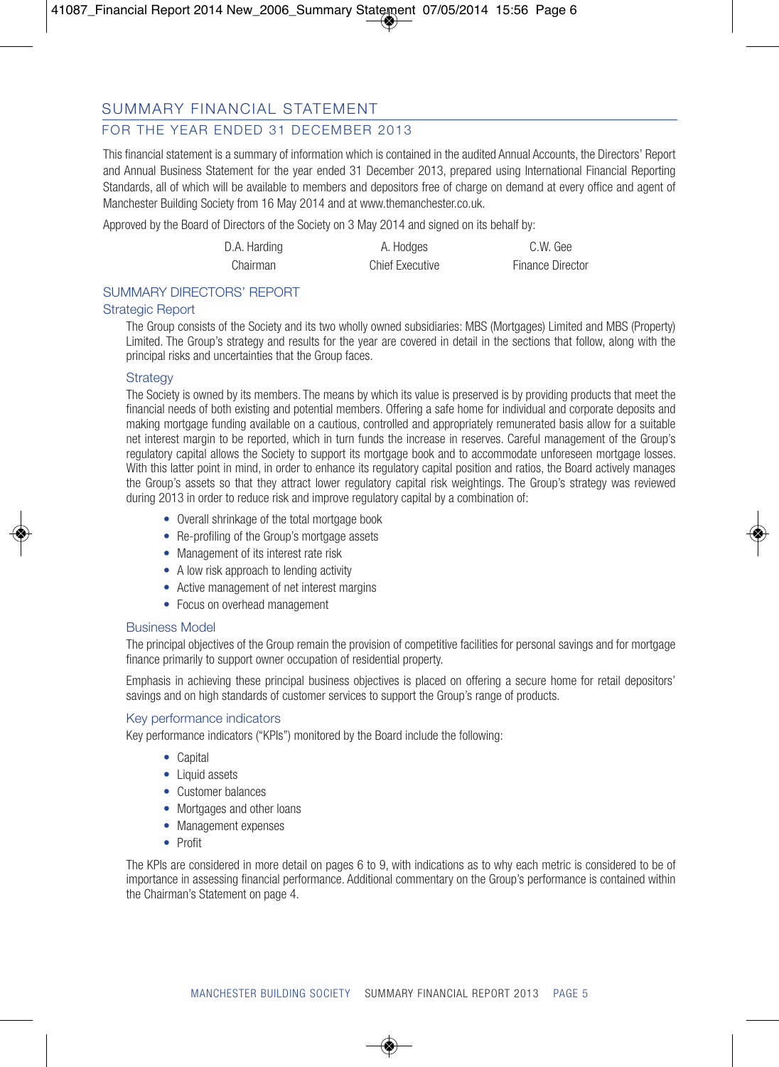# SUMMARY FINANCIAL STATEMENT

## FOR THE YEAR ENDED 31 DECEMBER 2013

This financial statement is a summary of information which is contained in the audited Annual Accounts, the Directors' Report and Annual Business Statement for the year ended 31 December 2013, prepared using International Financial Reporting Standards, all of which will be available to members and depositors free of charge on demand at every office and agent of Manchester Building Society from 16 May 2014 and at www.themanchester.co.uk.

Approved by the Board of Directors of the Society on 3 May 2014 and signed on its behalf by:

| D.A. Harding | A. Hodges | C.W. Gee |
|---|---|---|
| Chairman | Chief Executive | Finance Director |

## SUMMARY DIRECTORS' REPORT

### Strategic Report

The Group consists of the Society and its two wholly owned subsidiaries: MBS (Mortgages) Limited and MBS (Property) Limited. The Group's strategy and results for the year are covered in detail in the sections that follow, along with the principal risks and uncertainties that the Group faces.

#### Strategy

The Society is owned by its members. The means by which its value is preserved is by providing products that meet the financial needs of both existing and potential members. Offering a safe home for individual and corporate deposits and making mortgage funding available on a cautious, controlled and appropriately remunerated basis allow for a suitable net interest margin to be reported, which in turn funds the increase in reserves. Careful management of the Group's regulatory capital allows the Society to support its mortgage book and to accommodate unforeseen mortgage losses. With this latter point in mind, in order to enhance its regulatory capital position and ratios, the Board actively manages the Group's assets so that they attract lower regulatory capital risk weightings. The Group's strategy was reviewed during 2013 in order to reduce risk and improve regulatory capital by a combination of:

- Overall shrinkage of the total mortgage book
- Re-profiling of the Group's mortgage assets
- Management of its interest rate risk
- A low risk approach to lending activity
- Active management of net interest margins
- Focus on overhead management

#### Business Model

The principal objectives of the Group remain the provision of competitive facilities for personal savings and for mortgage finance primarily to support owner occupation of residential property.

Emphasis in achieving these principal business objectives is placed on offering a secure home for retail depositors' savings and on high standards of customer services to support the Group's range of products.

#### Key performance indicators

Key performance indicators ("KPIs") monitored by the Board include the following:

- Capital
- Liquid assets
- Customer balances
- Mortgages and other loans
- Management expenses
- Profit

The KPIs are considered in more detail on pages 6 to 9, with indications as to why each metric is considered to be of importance in assessing financial performance. Additional commentary on the Group's performance is contained within the Chairman's Statement on page 4.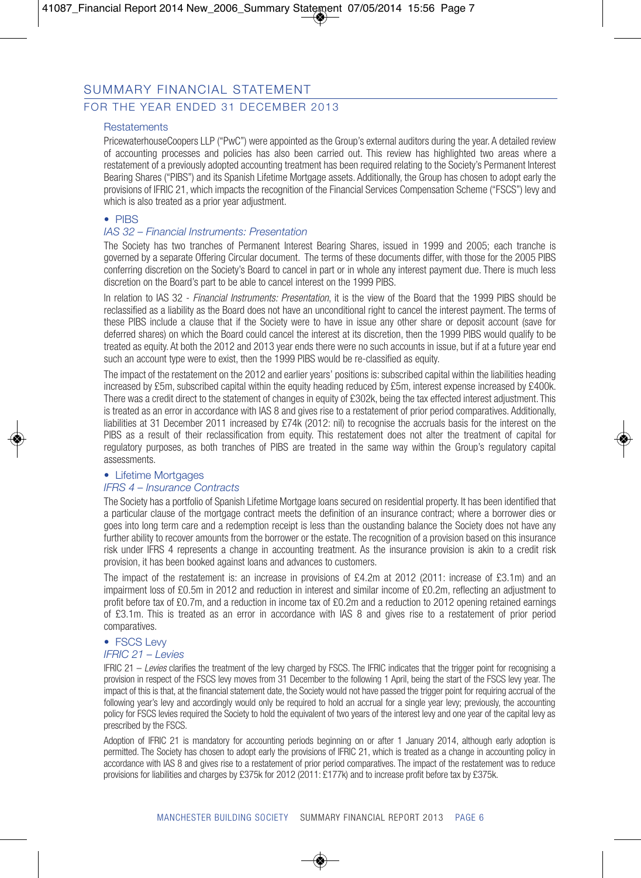# SUMMARY FINANCIAL STATEMENT

## FOR THE YEAR ENDED 31 DECEMBER 2013

### Restatements

PricewaterhouseCoopers LLP ("PwC") were appointed as the Group's external auditors during the year. A detailed review of accounting processes and policies has also been carried out. This review has highlighted two areas where a restatement of a previously adopted accounting treatment has been required relating to the Society's Permanent Interest Bearing Shares ("PIBS") and its Spanish Lifetime Mortgage assets. Additionally, the Group has chosen to adopt early the provisions of IFRIC 21, which impacts the recognition of the Financial Services Compensation Scheme ("FSCS") levy and which is also treated as a prior year adjustment.

- PIBS

*IAS 32 – Financial Instruments: Presentation*

The Society has two tranches of Permanent Interest Bearing Shares, issued in 1999 and 2005; each tranche is governed by a separate Offering Circular document. The terms of these documents differ, with those for the 2005 PIBS conferring discretion on the Society's Board to cancel in part or in whole any interest payment due. There is much less discretion on the Board's part to be able to cancel interest on the 1999 PIBS.

In relation to IAS 32 - *Financial Instruments: Presentation*, it is the view of the Board that the 1999 PIBS should be reclassified as a liability as the Board does not have an unconditional right to cancel the interest payment. The terms of these PIBS include a clause that if the Society were to have in issue any other share or deposit account (save for deferred shares) on which the Board could cancel the interest at its discretion, then the 1999 PIBS would qualify to be treated as equity. At both the 2012 and 2013 year ends there were no such accounts in issue, but if at a future year end such an account type were to exist, then the 1999 PIBS would be re-classified as equity.

The impact of the restatement on the 2012 and earlier years' positions is: subscribed capital within the liabilities heading increased by £5m, subscribed capital within the equity heading reduced by £5m, interest expense increased by £400k. There was a credit direct to the statement of changes in equity of £302k, being the tax effected interest adjustment. This is treated as an error in accordance with IAS 8 and gives rise to a restatement of prior period comparatives. Additionally, liabilities at 31 December 2011 increased by £74k (2012: nil) to recognise the accruals basis for the interest on the PIBS as a result of their reclassification from equity. This restatement does not alter the treatment of capital for regulatory purposes, as both tranches of PIBS are treated in the same way within the Group's regulatory capital assessments.

- Lifetime Mortgages

*IFRS 4 – Insurance Contracts*

The Society has a portfolio of Spanish Lifetime Mortgage loans secured on residential property. It has been identified that a particular clause of the mortgage contract meets the definition of an insurance contract; where a borrower dies or goes into long term care and a redemption receipt is less than the oustanding balance the Society does not have any further ability to recover amounts from the borrower or the estate. The recognition of a provision based on this insurance risk under IFRS 4 represents a change in accounting treatment. As the insurance provision is akin to a credit risk provision, it has been booked against loans and advances to customers.

The impact of the restatement is: an increase in provisions of £4.2m at 2012 (2011: increase of £3.1m) and an impairment loss of £0.5m in 2012 and reduction in interest and similar income of £0.2m, reflecting an adjustment to profit before tax of £0.7m, and a reduction in income tax of £0.2m and a reduction to 2012 opening retained earnings of £3.1m. This is treated as an error in accordance with IAS 8 and gives rise to a restatement of prior period comparatives.

- FSCS Levy

*IFRIC 21 – Levies*

IFRIC 21 – *Levies* clarifies the treatment of the levy charged by FSCS. The IFRIC indicates that the trigger point for recognising a provision in respect of the FSCS levy moves from 31 December to the following 1 April, being the start of the FSCS levy year. The impact of this is that, at the financial statement date, the Society would not have passed the trigger point for requiring accrual of the following year's levy and accordingly would only be required to hold an accrual for a single year levy; previously, the accounting policy for FSCS levies required the Society to hold the equivalent of two years of the interest levy and one year of the capital levy as prescribed by the FSCS.

Adoption of IFRIC 21 is mandatory for accounting periods beginning on or after 1 January 2014, although early adoption is permitted. The Society has chosen to adopt early the provisions of IFRIC 21, which is treated as a change in accounting policy in accordance with IAS 8 and gives rise to a restatement of prior period comparatives. The impact of the restatement was to reduce provisions for liabilities and charges by £375k for 2012 (2011: £177k) and to increase profit before tax by £375k.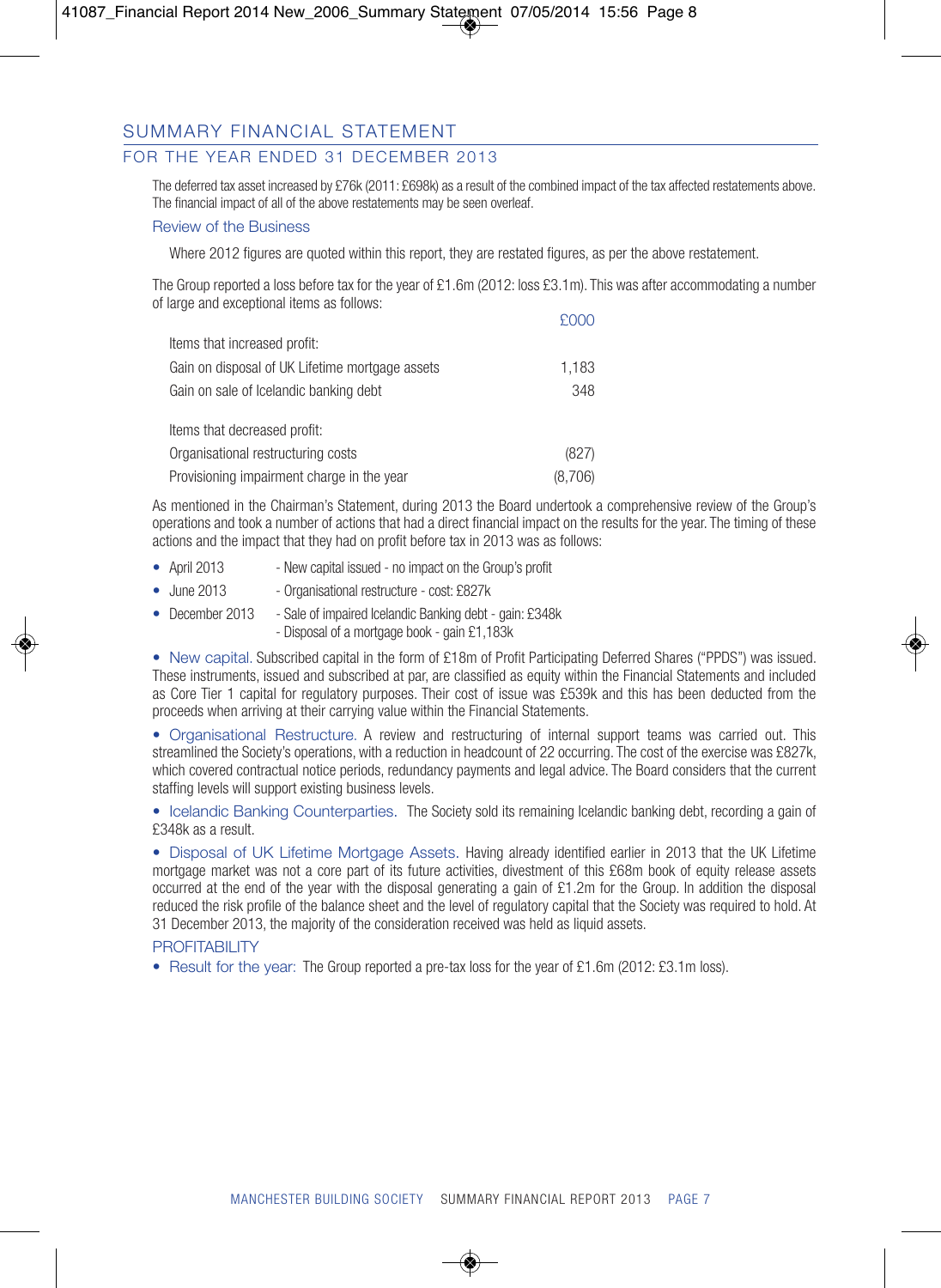## SUMMARY FINANCIAL STATEMENT

### FOR THE YEAR ENDED 31 DECEMBER 2013

The deferred tax asset increased by £76k (2011: £698k) as a result of the combined impact of the tax affected restatements above. The financial impact of all of the above restatements may be seen overleaf.

### Review of the Business

Where 2012 figures are quoted within this report, they are restated figures, as per the above restatement.

The Group reported a loss before tax for the year of £1.6m (2012: loss £3.1m). This was after accommodating a number of large and exceptional items as follows:

| | £000 |
|---|---|
| Items that increased profit: | |
| Gain on disposal of UK Lifetime mortgage assets | 1,183 |
| Gain on sale of Icelandic banking debt | 348 |
| | |
| Items that decreased profit: | |
| Organisational restructuring costs | (827) |
| Provisioning impairment charge in the year | (8,706) |

As mentioned in the Chairman's Statement, during 2013 the Board undertook a comprehensive review of the Group's operations and took a number of actions that had a direct financial impact on the results for the year. The timing of these actions and the impact that they had on profit before tax in 2013 was as follows:

- April 2013 - New capital issued - no impact on the Group's profit
- June 2013 - Organisational restructure - cost: £827k
- December 2013 - Sale of impaired Icelandic Banking debt - gain: £348k
  - Disposal of a mortgage book - gain £1,183k

- New capital. Subscribed capital in the form of £18m of Profit Participating Deferred Shares ("PPDS") was issued. These instruments, issued and subscribed at par, are classified as equity within the Financial Statements and included as Core Tier 1 capital for regulatory purposes. Their cost of issue was £539k and this has been deducted from the proceeds when arriving at their carrying value within the Financial Statements.

- Organisational Restructure. A review and restructuring of internal support teams was carried out. This streamlined the Society's operations, with a reduction in headcount of 22 occurring. The cost of the exercise was £827k, which covered contractual notice periods, redundancy payments and legal advice. The Board considers that the current staffing levels will support existing business levels.

- Icelandic Banking Counterparties. The Society sold its remaining Icelandic banking debt, recording a gain of £348k as a result.

- Disposal of UK Lifetime Mortgage Assets. Having already identified earlier in 2013 that the UK Lifetime mortgage market was not a core part of its future activities, divestment of this £68m book of equity release assets occurred at the end of the year with the disposal generating a gain of £1.2m for the Group. In addition the disposal reduced the risk profile of the balance sheet and the level of regulatory capital that the Society was required to hold. At 31 December 2013, the majority of the consideration received was held as liquid assets.

### PROFITABILITY

- Result for the year: The Group reported a pre-tax loss for the year of £1.6m (2012: £3.1m loss).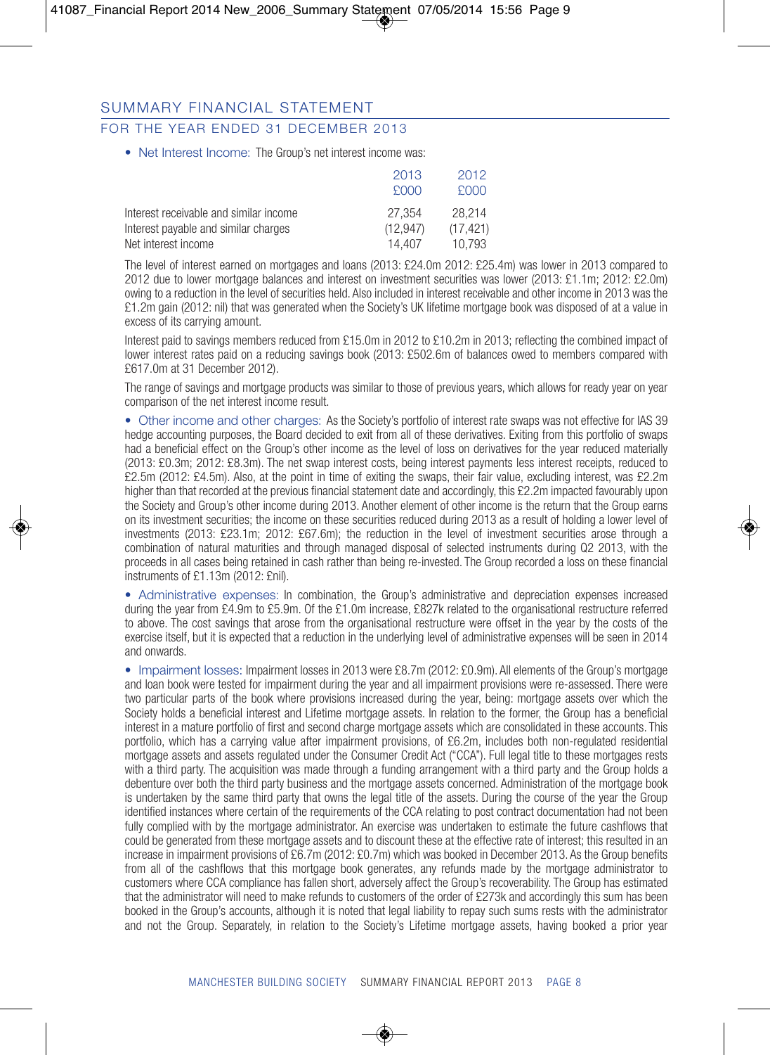## SUMMARY FINANCIAL STATEMENT

### FOR THE YEAR ENDED 31 DECEMBER 2013

- Net Interest Income: The Group's net interest income was:

| | 2013 £000 | 2012 £000 |
|---|---|---|
| Interest receivable and similar income | 27,354 | 28,214 |
| Interest payable and similar charges | (12,947) | (17,421) |
| Net interest income | 14,407 | 10,793 |

The level of interest earned on mortgages and loans (2013: £24.0m 2012: £25.4m) was lower in 2013 compared to 2012 due to lower mortgage balances and interest on investment securities was lower (2013: £1.1m; 2012: £2.0m) owing to a reduction in the level of securities held. Also included in interest receivable and other income in 2013 was the £1.2m gain (2012: nil) that was generated when the Society's UK lifetime mortgage book was disposed of at a value in excess of its carrying amount.

Interest paid to savings members reduced from £15.0m in 2012 to £10.2m in 2013; reflecting the combined impact of lower interest rates paid on a reducing savings book (2013: £502.6m of balances owed to members compared with £617.0m at 31 December 2012).

The range of savings and mortgage products was similar to those of previous years, which allows for ready year on year comparison of the net interest income result.

- Other income and other charges: As the Society's portfolio of interest rate swaps was not effective for IAS 39 hedge accounting purposes, the Board decided to exit from all of these derivatives. Exiting from this portfolio of swaps had a beneficial effect on the Group's other income as the level of loss on derivatives for the year reduced materially (2013: £0.3m; 2012: £8.3m). The net swap interest costs, being interest payments less interest receipts, reduced to £2.5m (2012: £4.5m). Also, at the point in time of exiting the swaps, their fair value, excluding interest, was £2.2m higher than that recorded at the previous financial statement date and accordingly, this £2.2m impacted favourably upon the Society and Group's other income during 2013. Another element of other income is the return that the Group earns on its investment securities; the income on these securities reduced during 2013 as a result of holding a lower level of investments (2013: £23.1m; 2012: £67.6m); the reduction in the level of investment securities arose through a combination of natural maturities and through managed disposal of selected instruments during Q2 2013, with the proceeds in all cases being retained in cash rather than being re-invested. The Group recorded a loss on these financial instruments of £1.13m (2012: £nil).

- Administrative expenses: In combination, the Group's administrative and depreciation expenses increased during the year from £4.9m to £5.9m. Of the £1.0m increase, £827k related to the organisational restructure referred to above. The cost savings that arose from the organisational restructure were offset in the year by the costs of the exercise itself, but it is expected that a reduction in the underlying level of administrative expenses will be seen in 2014 and onwards.

- Impairment losses: Impairment losses in 2013 were £8.7m (2012: £0.9m). All elements of the Group's mortgage and loan book were tested for impairment during the year and all impairment provisions were re-assessed. There were two particular parts of the book where provisions increased during the year, being: mortgage assets over which the Society holds a beneficial interest and Lifetime mortgage assets. In relation to the former, the Group has a beneficial interest in a mature portfolio of first and second charge mortgage assets which are consolidated in these accounts. This portfolio, which has a carrying value after impairment provisions, of £6.2m, includes both non-regulated residential mortgage assets and assets regulated under the Consumer Credit Act ("CCA"). Full legal title to these mortgages rests with a third party. The acquisition was made through a funding arrangement with a third party and the Group holds a debenture over both the third party business and the mortgage assets concerned. Administration of the mortgage book is undertaken by the same third party that owns the legal title of the assets. During the course of the year the Group identified instances where certain of the requirements of the CCA relating to post contract documentation had not been fully complied with by the mortgage administrator. An exercise was undertaken to estimate the future cashflows that could be generated from these mortgage assets and to discount these at the effective rate of interest; this resulted in an increase in impairment provisions of £6.7m (2012: £0.7m) which was booked in December 2013. As the Group benefits from all of the cashflows that this mortgage book generates, any refunds made by the mortgage administrator to customers where CCA compliance has fallen short, adversely affect the Group's recoverability. The Group has estimated that the administrator will need to make refunds to customers of the order of £273k and accordingly this sum has been booked in the Group's accounts, although it is noted that legal liability to repay such sums rests with the administrator and not the Group. Separately, in relation to the Society's Lifetime mortgage assets, having booked a prior year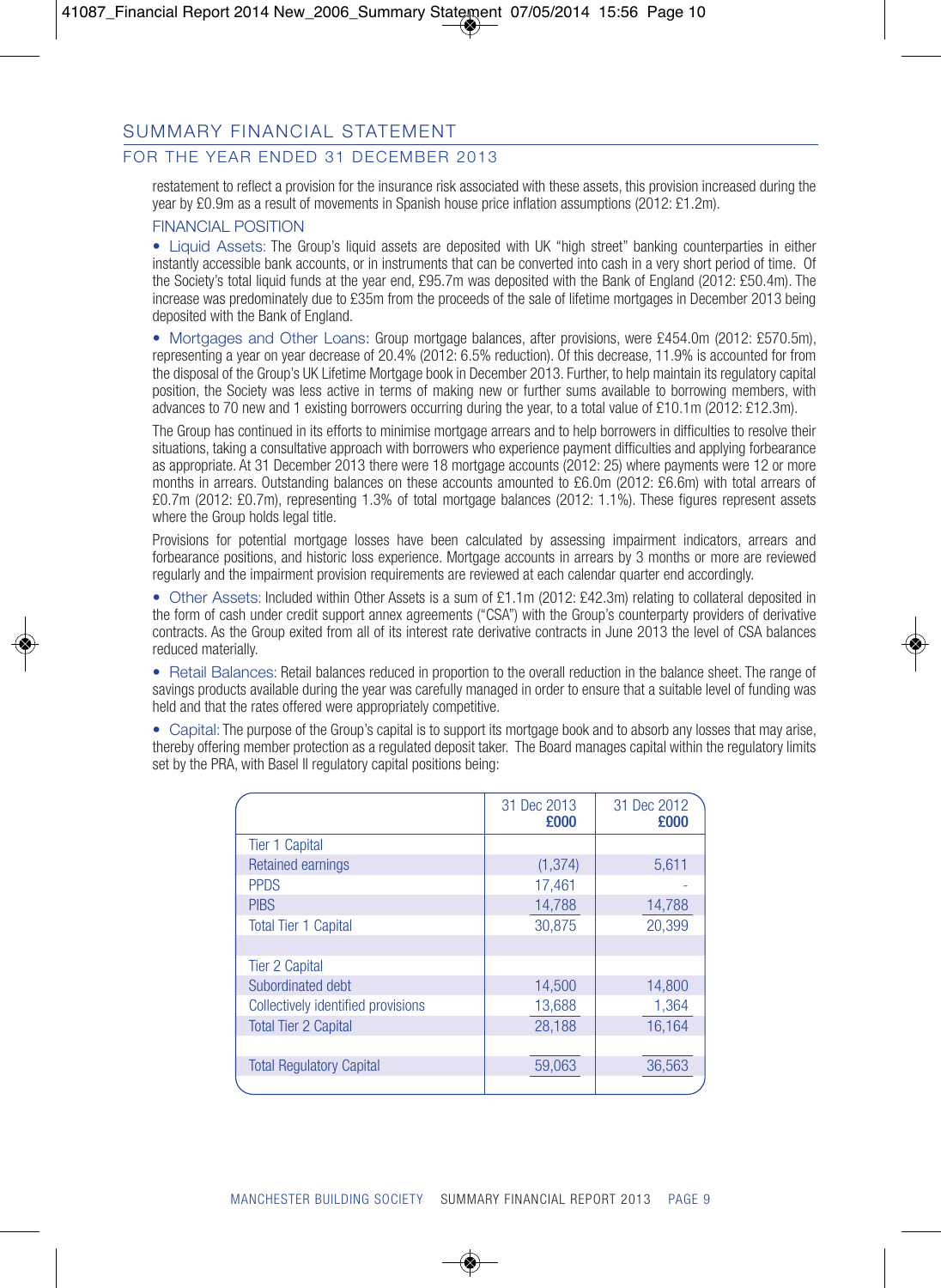## SUMMARY FINANCIAL STATEMENT

### FOR THE YEAR ENDED 31 DECEMBER 2013

restatement to reflect a provision for the insurance risk associated with these assets, this provision increased during the year by £0.9m as a result of movements in Spanish house price inflation assumptions (2012: £1.2m).

### FINANCIAL POSITION

• Liquid Assets: The Group's liquid assets are deposited with UK "high street" banking counterparties in either instantly accessible bank accounts, or in instruments that can be converted into cash in a very short period of time. Of the Society's total liquid funds at the year end, £95.7m was deposited with the Bank of England (2012: £50.4m). The increase was predominately due to £35m from the proceeds of the sale of lifetime mortgages in December 2013 being deposited with the Bank of England.

• Mortgages and Other Loans: Group mortgage balances, after provisions, were £454.0m (2012: £570.5m), representing a year on year decrease of 20.4% (2012: 6.5% reduction). Of this decrease, 11.9% is accounted for from the disposal of the Group's UK Lifetime Mortgage book in December 2013. Further, to help maintain its regulatory capital position, the Society was less active in terms of making new or further sums available to borrowing members, with advances to 70 new and 1 existing borrowers occurring during the year, to a total value of £10.1m (2012: £12.3m).

The Group has continued in its efforts to minimise mortgage arrears and to help borrowers in difficulties to resolve their situations, taking a consultative approach with borrowers who experience payment difficulties and applying forbearance as appropriate. At 31 December 2013 there were 18 mortgage accounts (2012: 25) where payments were 12 or more months in arrears. Outstanding balances on these accounts amounted to £6.0m (2012: £6.6m) with total arrears of £0.7m (2012: £0.7m), representing 1.3% of total mortgage balances (2012: 1.1%). These figures represent assets where the Group holds legal title.

Provisions for potential mortgage losses have been calculated by assessing impairment indicators, arrears and forbearance positions, and historic loss experience. Mortgage accounts in arrears by 3 months or more are reviewed regularly and the impairment provision requirements are reviewed at each calendar quarter end accordingly.

• Other Assets: Included within Other Assets is a sum of £1.1m (2012: £42.3m) relating to collateral deposited in the form of cash under credit support annex agreements ("CSA") with the Group's counterparty providers of derivative contracts. As the Group exited from all of its interest rate derivative contracts in June 2013 the level of CSA balances reduced materially.

• Retail Balances: Retail balances reduced in proportion to the overall reduction in the balance sheet. The range of savings products available during the year was carefully managed in order to ensure that a suitable level of funding was held and that the rates offered were appropriately competitive.

• Capital: The purpose of the Group's capital is to support its mortgage book and to absorb any losses that may arise, thereby offering member protection as a regulated deposit taker. The Board manages capital within the regulatory limits set by the PRA, with Basel II regulatory capital positions being:

| | 31 Dec 2013 **£000** | 31 Dec 2012 **£000** |
|---|---|---|
| Tier 1 Capital | | |
| Retained earnings | (1,374) | 5,611 |
| PPDS | 17,461 | - |
| PIBS | 14,788 | 14,788 |
| Total Tier 1 Capital | 30,875 | 20,399 |
| | | |
| Tier 2 Capital | | |
| Subordinated debt | 14,500 | 14,800 |
| Collectively identified provisions | 13,688 | 1,364 |
| Total Tier 2 Capital | 28,188 | 16,164 |
| | | |
| Total Regulatory Capital | 59,063 | 36,563 |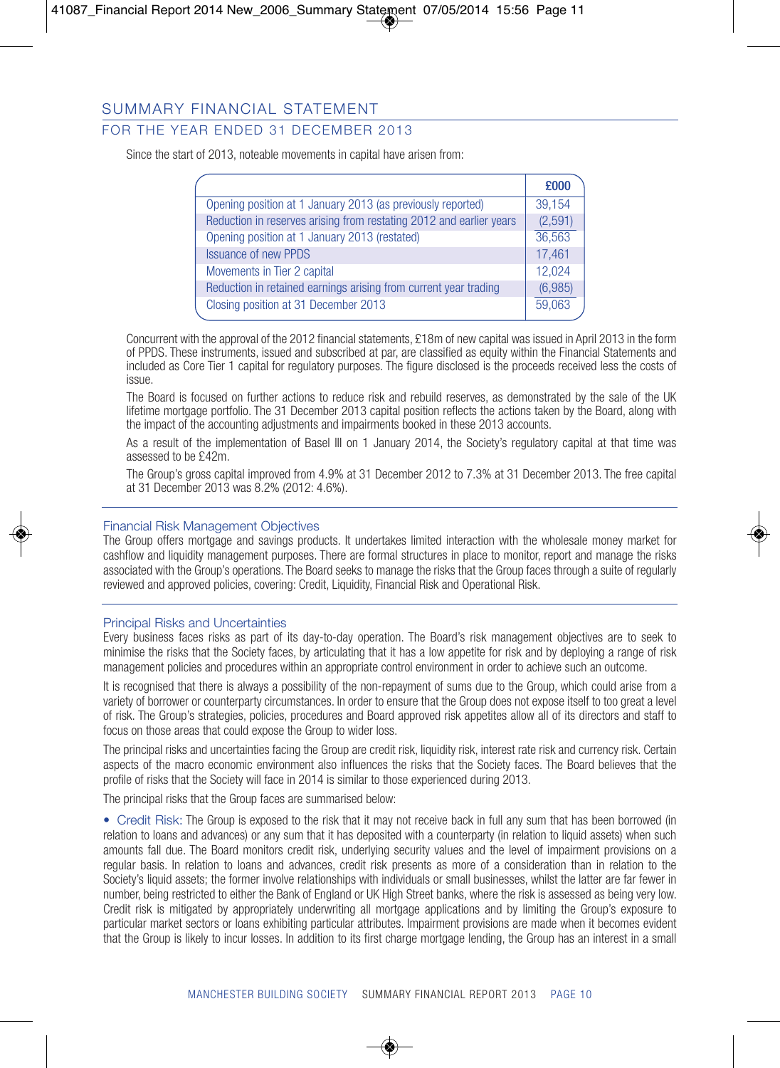## SUMMARY FINANCIAL STATEMENT

### FOR THE YEAR ENDED 31 DECEMBER 2013

Since the start of 2013, noteable movements in capital have arisen from:

| | £000 |
|---|---|
| Opening position at 1 January 2013 (as previously reported) | 39,154 |
| Reduction in reserves arising from restating 2012 and earlier years | (2,591) |
| Opening position at 1 January 2013 (restated) | 36,563 |
| Issuance of new PPDS | 17,461 |
| Movements in Tier 2 capital | 12,024 |
| Reduction in retained earnings arising from current year trading | (6,985) |
| Closing position at 31 December 2013 | 59,063 |

Concurrent with the approval of the 2012 financial statements, £18m of new capital was issued in April 2013 in the form of PPDS. These instruments, issued and subscribed at par, are classified as equity within the Financial Statements and included as Core Tier 1 capital for regulatory purposes. The figure disclosed is the proceeds received less the costs of issue.

The Board is focused on further actions to reduce risk and rebuild reserves, as demonstrated by the sale of the UK lifetime mortgage portfolio. The 31 December 2013 capital position reflects the actions taken by the Board, along with the impact of the accounting adjustments and impairments booked in these 2013 accounts.

As a result of the implementation of Basel III on 1 January 2014, the Society's regulatory capital at that time was assessed to be £42m.

The Group's gross capital improved from 4.9% at 31 December 2012 to 7.3% at 31 December 2013. The free capital at 31 December 2013 was 8.2% (2012: 4.6%).

### Financial Risk Management Objectives

The Group offers mortgage and savings products. It undertakes limited interaction with the wholesale money market for cashflow and liquidity management purposes. There are formal structures in place to monitor, report and manage the risks associated with the Group's operations. The Board seeks to manage the risks that the Group faces through a suite of regularly reviewed and approved policies, covering: Credit, Liquidity, Financial Risk and Operational Risk.

### Principal Risks and Uncertainties

Every business faces risks as part of its day-to-day operation. The Board's risk management objectives are to seek to minimise the risks that the Society faces, by articulating that it has a low appetite for risk and by deploying a range of risk management policies and procedures within an appropriate control environment in order to achieve such an outcome.

It is recognised that there is always a possibility of the non-repayment of sums due to the Group, which could arise from a variety of borrower or counterparty circumstances. In order to ensure that the Group does not expose itself to too great a level of risk. The Group's strategies, policies, procedures and Board approved risk appetites allow all of its directors and staff to focus on those areas that could expose the Group to wider loss.

The principal risks and uncertainties facing the Group are credit risk, liquidity risk, interest rate risk and currency risk. Certain aspects of the macro economic environment also influences the risks that the Society faces. The Board believes that the profile of risks that the Society will face in 2014 is similar to those experienced during 2013.

The principal risks that the Group faces are summarised below:

- Credit Risk: The Group is exposed to the risk that it may not receive back in full any sum that has been borrowed (in relation to loans and advances) or any sum that it has deposited with a counterparty (in relation to liquid assets) when such amounts fall due. The Board monitors credit risk, underlying security values and the level of impairment provisions on a regular basis. In relation to loans and advances, credit risk presents as more of a consideration than in relation to the Society's liquid assets; the former involve relationships with individuals or small businesses, whilst the latter are far fewer in number, being restricted to either the Bank of England or UK High Street banks, where the risk is assessed as being very low. Credit risk is mitigated by appropriately underwriting all mortgage applications and by limiting the Group's exposure to particular market sectors or loans exhibiting particular attributes. Impairment provisions are made when it becomes evident that the Group is likely to incur losses. In addition to its first charge mortgage lending, the Group has an interest in a small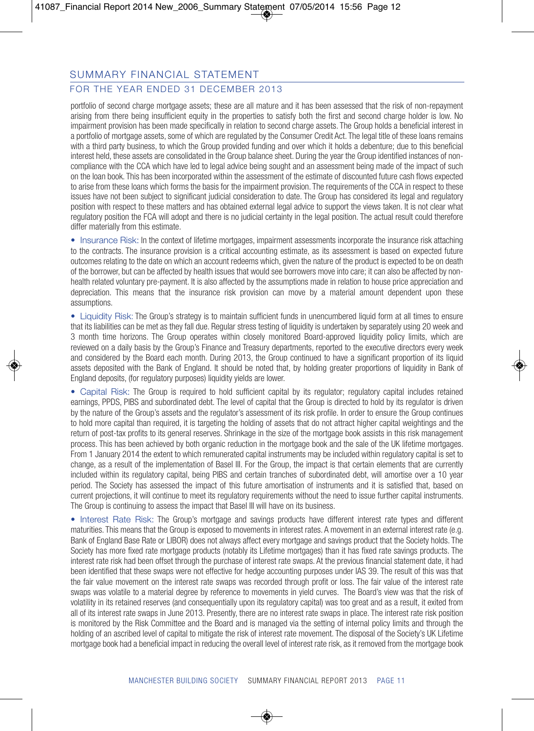## SUMMARY FINANCIAL STATEMENT

### FOR THE YEAR ENDED 31 DECEMBER 2013

portfolio of second charge mortgage assets; these are all mature and it has been assessed that the risk of non-repayment arising from there being insufficient equity in the properties to satisfy both the first and second charge holder is low. No impairment provision has been made specifically in relation to second charge assets. The Group holds a beneficial interest in a portfolio of mortgage assets, some of which are regulated by the Consumer Credit Act. The legal title of these loans remains with a third party business, to which the Group provided funding and over which it holds a debenture; due to this beneficial interest held, these assets are consolidated in the Group balance sheet. During the year the Group identified instances of non-compliance with the CCA which have led to legal advice being sought and an assessment being made of the impact of such on the loan book. This has been incorporated within the assessment of the estimate of discounted future cash flows expected to arise from these loans which forms the basis for the impairment provision. The requirements of the CCA in respect to these issues have not been subject to significant judicial consideration to date. The Group has considered its legal and regulatory position with respect to these matters and has obtained external legal advice to support the views taken. It is not clear what regulatory position the FCA will adopt and there is no judicial certainty in the legal position. The actual result could therefore differ materially from this estimate.

- Insurance Risk: In the context of lifetime mortgages, impairment assessments incorporate the insurance risk attaching to the contracts. The insurance provision is a critical accounting estimate, as its assessment is based on expected future outcomes relating to the date on which an account redeems which, given the nature of the product is expected to be on death of the borrower, but can be affected by health issues that would see borrowers move into care; it can also be affected by non-health related voluntary pre-payment. It is also affected by the assumptions made in relation to house price appreciation and depreciation. This means that the insurance risk provision can move by a material amount dependent upon these assumptions.

- Liquidity Risk: The Group's strategy is to maintain sufficient funds in unencumbered liquid form at all times to ensure that its liabilities can be met as they fall due. Regular stress testing of liquidity is undertaken by separately using 20 week and 3 month time horizons. The Group operates within closely monitored Board-approved liquidity policy limits, which are reviewed on a daily basis by the Group's Finance and Treasury departments, reported to the executive directors every week and considered by the Board each month. During 2013, the Group continued to have a significant proportion of its liquid assets deposited with the Bank of England. It should be noted that, by holding greater proportions of liquidity in Bank of England deposits, (for regulatory purposes) liquidity yields are lower.

- Capital Risk: The Group is required to hold sufficient capital by its regulator; regulatory capital includes retained earnings, PPDS, PIBS and subordinated debt. The level of capital that the Group is directed to hold by its regulator is driven by the nature of the Group's assets and the regulator's assessment of its risk profile. In order to ensure the Group continues to hold more capital than required, it is targeting the holding of assets that do not attract higher capital weightings and the return of post-tax profits to its general reserves. Shrinkage in the size of the mortgage book assists in this risk management process. This has been achieved by both organic reduction in the mortgage book and the sale of the UK lifetime mortgages. From 1 January 2014 the extent to which remunerated capital instruments may be included within regulatory capital is set to change, as a result of the implementation of Basel III. For the Group, the impact is that certain elements that are currently included within its regulatory capital, being PIBS and certain tranches of subordinated debt, will amortise over a 10 year period. The Society has assessed the impact of this future amortisation of instruments and it is satisfied that, based on current projections, it will continue to meet its regulatory requirements without the need to issue further capital instruments. The Group is continuing to assess the impact that Basel III will have on its business.

- Interest Rate Risk: The Group's mortgage and savings products have different interest rate types and different maturities. This means that the Group is exposed to movements in interest rates. A movement in an external interest rate (e.g. Bank of England Base Rate or LIBOR) does not always affect every mortgage and savings product that the Society holds. The Society has more fixed rate mortgage products (notably its Lifetime mortgages) than it has fixed rate savings products. The interest rate risk had been offset through the purchase of interest rate swaps. At the previous financial statement date, it had been identified that these swaps were not effective for hedge accounting purposes under IAS 39. The result of this was that the fair value movement on the interest rate swaps was recorded through profit or loss. The fair value of the interest rate swaps was volatile to a material degree by reference to movements in yield curves. The Board's view was that the risk of volatility in its retained reserves (and consequentially upon its regulatory capital) was too great and as a result, it exited from all of its interest rate swaps in June 2013. Presently, there are no interest rate swaps in place. The interest rate risk position is monitored by the Risk Committee and the Board and is managed via the setting of internal policy limits and through the holding of an ascribed level of capital to mitigate the risk of interest rate movement. The disposal of the Society's UK Lifetime mortgage book had a beneficial impact in reducing the overall level of interest rate risk, as it removed from the mortgage book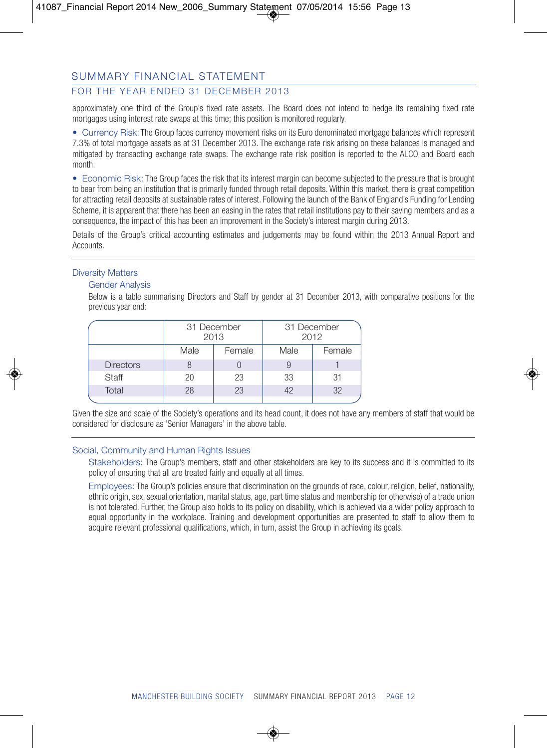## SUMMARY FINANCIAL STATEMENT

### FOR THE YEAR ENDED 31 DECEMBER 2013

approximately one third of the Group's fixed rate assets. The Board does not intend to hedge its remaining fixed rate mortgages using interest rate swaps at this time; this position is monitored regularly.

- Currency Risk: The Group faces currency movement risks on its Euro denominated mortgage balances which represent 7.3% of total mortgage assets as at 31 December 2013. The exchange rate risk arising on these balances is managed and mitigated by transacting exchange rate swaps. The exchange rate risk position is reported to the ALCO and Board each month.
- Economic Risk: The Group faces the risk that its interest margin can become subjected to the pressure that is brought to bear from being an institution that is primarily funded through retail deposits. Within this market, there is great competition for attracting retail deposits at sustainable rates of interest. Following the launch of the Bank of England's Funding for Lending Scheme, it is apparent that there has been an easing in the rates that retail institutions pay to their saving members and as a consequence, the impact of this has been an improvement in the Society's interest margin during 2013.

Details of the Group's critical accounting estimates and judgements may be found within the 2013 Annual Report and Accounts.

### Diversity Matters

#### Gender Analysis

Below is a table summarising Directors and Staff by gender at 31 December 2013, with comparative positions for the previous year end:

| | 31 December 2013 | | 31 December 2012 | |
|---|---|---|---|---|
| | Male | Female | Male | Female |
| Directors | 8 | 0 | 9 | 1 |
| Staff | 20 | 23 | 33 | 31 |
| Total | 28 | 23 | 42 | 32 |

Given the size and scale of the Society's operations and its head count, it does not have any members of staff that would be considered for disclosure as 'Senior Managers' in the above table.

### Social, Community and Human Rights Issues

Stakeholders: The Group's members, staff and other stakeholders are key to its success and it is committed to its policy of ensuring that all are treated fairly and equally at all times.

Employees: The Group's policies ensure that discrimination on the grounds of race, colour, religion, belief, nationality, ethnic origin, sex, sexual orientation, marital status, age, part time status and membership (or otherwise) of a trade union is not tolerated. Further, the Group also holds to its policy on disability, which is achieved via a wider policy approach to equal opportunity in the workplace. Training and development opportunities are presented to staff to allow them to acquire relevant professional qualifications, which, in turn, assist the Group in achieving its goals.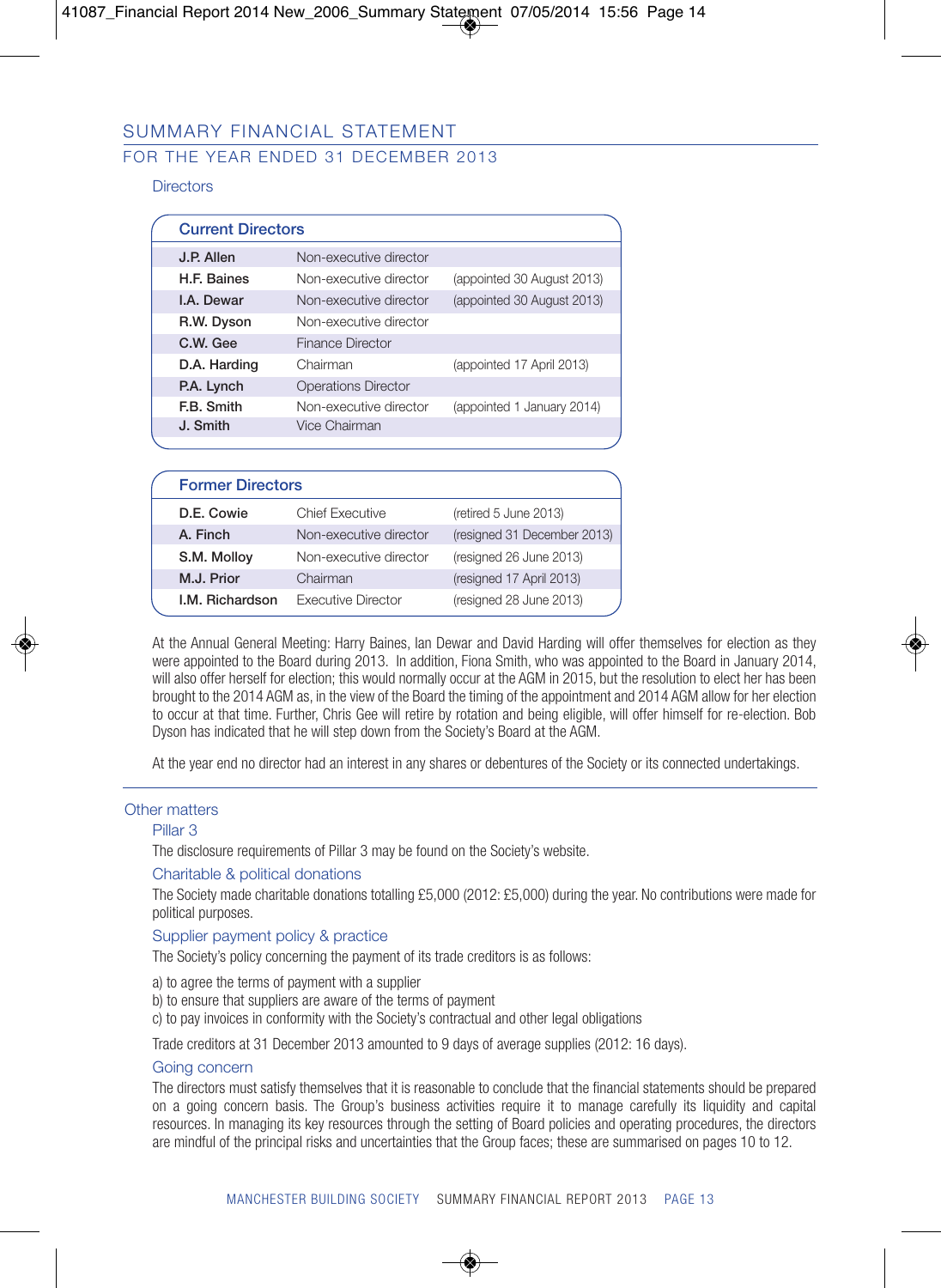# SUMMARY FINANCIAL STATEMENT

## FOR THE YEAR ENDED 31 DECEMBER 2013

### Directors

| Current Directors | | |
|---|---|---|
| **J.P. Allen** | Non-executive director | |
| **H.F. Baines** | Non-executive director | (appointed 30 August 2013) |
| **I.A. Dewar** | Non-executive director | (appointed 30 August 2013) |
| **R.W. Dyson** | Non-executive director | |
| **C.W. Gee** | Finance Director | |
| **D.A. Harding** | Chairman | (appointed 17 April 2013) |
| **P.A. Lynch** | Operations Director | |
| **F.B. Smith** | Non-executive director | (appointed 1 January 2014) |
| **J. Smith** | Vice Chairman | |

| Former Directors | | |
|---|---|---|
| **D.E. Cowie** | Chief Executive | (retired 5 June 2013) |
| **A. Finch** | Non-executive director | (resigned 31 December 2013) |
| **S.M. Molloy** | Non-executive director | (resigned 26 June 2013) |
| **M.J. Prior** | Chairman | (resigned 17 April 2013) |
| **I.M. Richardson** | Executive Director | (resigned 28 June 2013) |

At the Annual General Meeting: Harry Baines, Ian Dewar and David Harding will offer themselves for election as they were appointed to the Board during 2013. In addition, Fiona Smith, who was appointed to the Board in January 2014, will also offer herself for election; this would normally occur at the AGM in 2015, but the resolution to elect her has been brought to the 2014 AGM as, in the view of the Board the timing of the appointment and 2014 AGM allow for her election to occur at that time. Further, Chris Gee will retire by rotation and being eligible, will offer himself for re-election. Bob Dyson has indicated that he will step down from the Society's Board at the AGM.

At the year end no director had an interest in any shares or debentures of the Society or its connected undertakings.

### Other matters

#### Pillar 3

The disclosure requirements of Pillar 3 may be found on the Society's website.

#### Charitable & political donations

The Society made charitable donations totalling £5,000 (2012: £5,000) during the year. No contributions were made for political purposes.

#### Supplier payment policy & practice

The Society's policy concerning the payment of its trade creditors is as follows:

a) to agree the terms of payment with a supplier
b) to ensure that suppliers are aware of the terms of payment
c) to pay invoices in conformity with the Society's contractual and other legal obligations

Trade creditors at 31 December 2013 amounted to 9 days of average supplies (2012: 16 days).

#### Going concern

The directors must satisfy themselves that it is reasonable to conclude that the financial statements should be prepared on a going concern basis. The Group's business activities require it to manage carefully its liquidity and capital resources. In managing its key resources through the setting of Board policies and operating procedures, the directors are mindful of the principal risks and uncertainties that the Group faces; these are summarised on pages 10 to 12.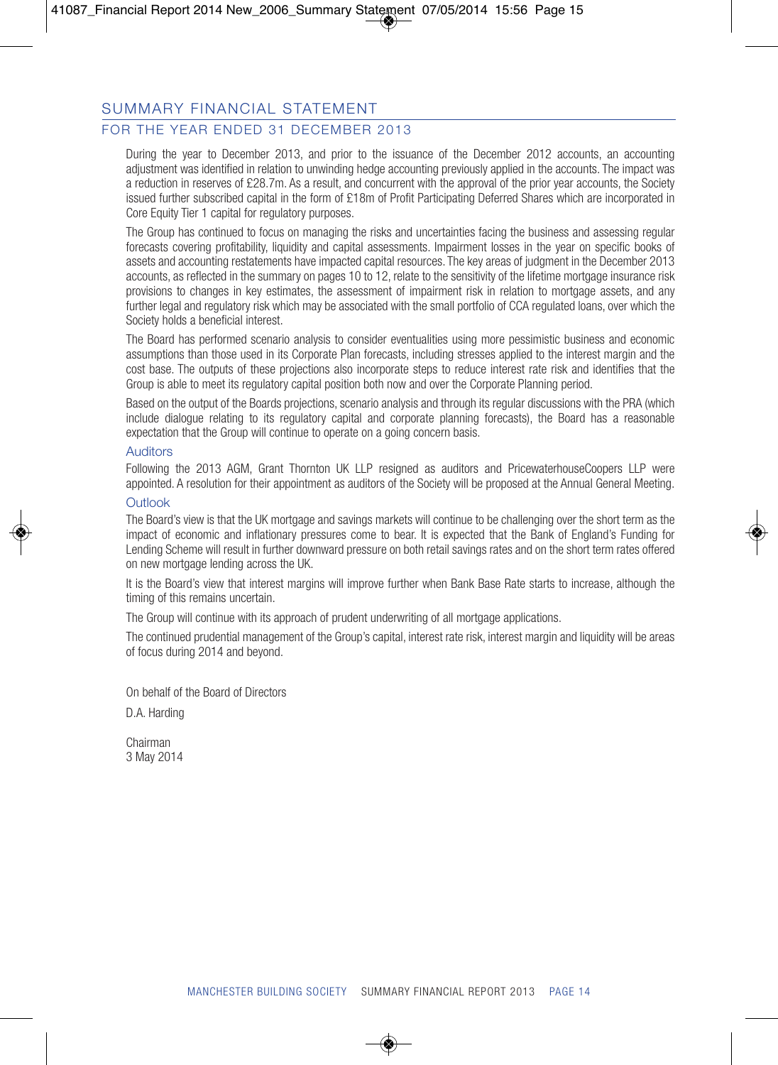## SUMMARY FINANCIAL STATEMENT

### FOR THE YEAR ENDED 31 DECEMBER 2013

During the year to December 2013, and prior to the issuance of the December 2012 accounts, an accounting adjustment was identified in relation to unwinding hedge accounting previously applied in the accounts. The impact was a reduction in reserves of £28.7m. As a result, and concurrent with the approval of the prior year accounts, the Society issued further subscribed capital in the form of £18m of Profit Participating Deferred Shares which are incorporated in Core Equity Tier 1 capital for regulatory purposes.

The Group has continued to focus on managing the risks and uncertainties facing the business and assessing regular forecasts covering profitability, liquidity and capital assessments. Impairment losses in the year on specific books of assets and accounting restatements have impacted capital resources. The key areas of judgment in the December 2013 accounts, as reflected in the summary on pages 10 to 12, relate to the sensitivity of the lifetime mortgage insurance risk provisions to changes in key estimates, the assessment of impairment risk in relation to mortgage assets, and any further legal and regulatory risk which may be associated with the small portfolio of CCA regulated loans, over which the Society holds a beneficial interest.

The Board has performed scenario analysis to consider eventualities using more pessimistic business and economic assumptions than those used in its Corporate Plan forecasts, including stresses applied to the interest margin and the cost base. The outputs of these projections also incorporate steps to reduce interest rate risk and identifies that the Group is able to meet its regulatory capital position both now and over the Corporate Planning period.

Based on the output of the Boards projections, scenario analysis and through its regular discussions with the PRA (which include dialogue relating to its regulatory capital and corporate planning forecasts), the Board has a reasonable expectation that the Group will continue to operate on a going concern basis.

#### Auditors

Following the 2013 AGM, Grant Thornton UK LLP resigned as auditors and PricewaterhouseCoopers LLP were appointed. A resolution for their appointment as auditors of the Society will be proposed at the Annual General Meeting.

#### Outlook

The Board's view is that the UK mortgage and savings markets will continue to be challenging over the short term as the impact of economic and inflationary pressures come to bear. It is expected that the Bank of England's Funding for Lending Scheme will result in further downward pressure on both retail savings rates and on the short term rates offered on new mortgage lending across the UK.

It is the Board's view that interest margins will improve further when Bank Base Rate starts to increase, although the timing of this remains uncertain.

The Group will continue with its approach of prudent underwriting of all mortgage applications.

The continued prudential management of the Group's capital, interest rate risk, interest margin and liquidity will be areas of focus during 2014 and beyond.

On behalf of the Board of Directors

D.A. Harding

Chairman
3 May 2014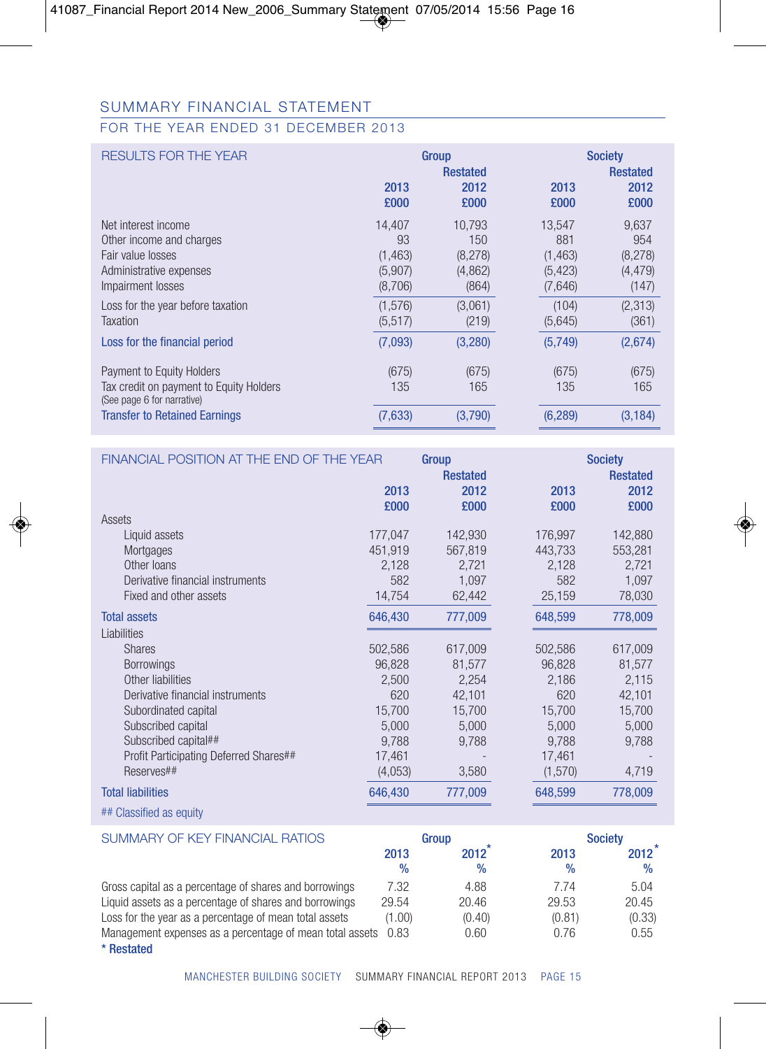# SUMMARY FINANCIAL STATEMENT

## FOR THE YEAR ENDED 31 DECEMBER 2013

| RESULTS FOR THE YEAR | Group | | Society | |
|---|---|---|---|---|
| | 2013 £000 | Restated 2012 £000 | 2013 £000 | Restated 2012 £000 |
| Net interest income | 14,407 | 10,793 | 13,547 | 9,637 |
| Other income and charges | 93 | 150 | 881 | 954 |
| Fair value losses | (1,463) | (8,278) | (1,463) | (8,278) |
| Administrative expenses | (5,907) | (4,862) | (5,423) | (4,479) |
| Impairment losses | (8,706) | (864) | (7,646) | (147) |
| Loss for the year before taxation | (1,576) | (3,061) | (104) | (2,313) |
| Taxation | (5,517) | (219) | (5,645) | (361) |
| **Loss for the financial period** | (7,093) | (3,280) | (5,749) | (2,674) |
| Payment to Equity Holders | (675) | (675) | (675) | (675) |
| Tax credit on payment to Equity Holders (See page 6 for narrative) | 135 | 165 | 135 | 165 |
| **Transfer to Retained Earnings** | (7,633) | (3,790) | (6,289) | (3,184) |

| FINANCIAL POSITION AT THE END OF THE YEAR | Group | | Society | |
|---|---|---|---|---|
| | 2013 £000 | Restated 2012 £000 | 2013 £000 | Restated 2012 £000 |
| Assets | | | | |
| Liquid assets | 177,047 | 142,930 | 176,997 | 142,880 |
| Mortgages | 451,919 | 567,819 | 443,733 | 553,281 |
| Other loans | 2,128 | 2,721 | 2,128 | 2,721 |
| Derivative financial instruments | 582 | 1,097 | 582 | 1,097 |
| Fixed and other assets | 14,754 | 62,442 | 25,159 | 78,030 |
| **Total assets** | 646,430 | 777,009 | 648,599 | 778,009 |
| Liabilities | | | | |
| Shares | 502,586 | 617,009 | 502,586 | 617,009 |
| Borrowings | 96,828 | 81,577 | 96,828 | 81,577 |
| Other liabilities | 2,500 | 2,254 | 2,186 | 2,115 |
| Derivative financial instruments | 620 | 42,101 | 620 | 42,101 |
| Subordinated capital | 15,700 | 15,700 | 15,700 | 15,700 |
| Subscribed capital | 5,000 | 5,000 | 5,000 | 5,000 |
| Subscribed capital## | 9,788 | 9,788 | 9,788 | 9,788 |
| Profit Participating Deferred Shares## | 17,461 | - | 17,461 | - |
| Reserves## | (4,053) | 3,580 | (1,570) | 4,719 |
| **Total liabilities** | 646,430 | 777,009 | 648,599 | 778,009 |

## Classified as equity

| SUMMARY OF KEY FINANCIAL RATIOS | Group | | Society | |
|---|---|---|---|---|
| | 2013 % | 2012* % | 2013 % | 2012* % |
| Gross capital as a percentage of shares and borrowings | 7.32 | 4.88 | 7.74 | 5.04 |
| Liquid assets as a percentage of shares and borrowings | 29.54 | 20.46 | 29.53 | 20.45 |
| Loss for the year as a percentage of mean total assets | (1.00) | (0.40) | (0.81) | (0.33) |
| Management expenses as a percentage of mean total assets | 0.83 | 0.60 | 0.76 | 0.55 |

**\* Restated**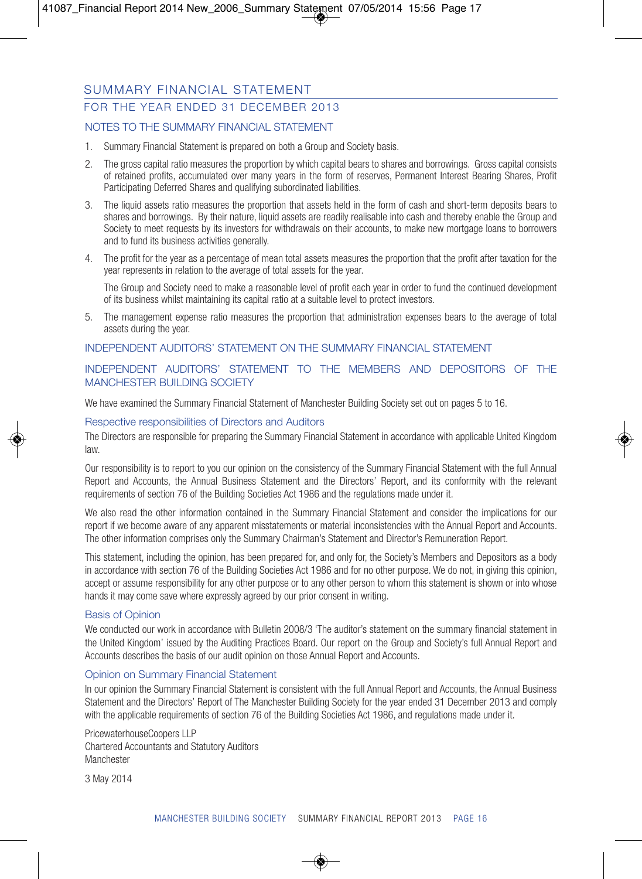# SUMMARY FINANCIAL STATEMENT

## FOR THE YEAR ENDED 31 DECEMBER 2013

### NOTES TO THE SUMMARY FINANCIAL STATEMENT

1. Summary Financial Statement is prepared on both a Group and Society basis.
2. The gross capital ratio measures the proportion by which capital bears to shares and borrowings. Gross capital consists of retained profits, accumulated over many years in the form of reserves, Permanent Interest Bearing Shares, Profit Participating Deferred Shares and qualifying subordinated liabilities.
3. The liquid assets ratio measures the proportion that assets held in the form of cash and short-term deposits bears to shares and borrowings. By their nature, liquid assets are readily realisable into cash and thereby enable the Group and Society to meet requests by its investors for withdrawals on their accounts, to make new mortgage loans to borrowers and to fund its business activities generally.
4. The profit for the year as a percentage of mean total assets measures the proportion that the profit after taxation for the year represents in relation to the average of total assets for the year.

   The Group and Society need to make a reasonable level of profit each year in order to fund the continued development of its business whilst maintaining its capital ratio at a suitable level to protect investors.
5. The management expense ratio measures the proportion that administration expenses bears to the average of total assets during the year.

### INDEPENDENT AUDITORS' STATEMENT ON THE SUMMARY FINANCIAL STATEMENT

### INDEPENDENT AUDITORS' STATEMENT TO THE MEMBERS AND DEPOSITORS OF THE MANCHESTER BUILDING SOCIETY

We have examined the Summary Financial Statement of Manchester Building Society set out on pages 5 to 16.

#### Respective responsibilities of Directors and Auditors

The Directors are responsible for preparing the Summary Financial Statement in accordance with applicable United Kingdom law.

Our responsibility is to report to you our opinion on the consistency of the Summary Financial Statement with the full Annual Report and Accounts, the Annual Business Statement and the Directors' Report, and its conformity with the relevant requirements of section 76 of the Building Societies Act 1986 and the regulations made under it.

We also read the other information contained in the Summary Financial Statement and consider the implications for our report if we become aware of any apparent misstatements or material inconsistencies with the Annual Report and Accounts. The other information comprises only the Summary Chairman's Statement and Director's Remuneration Report.

This statement, including the opinion, has been prepared for, and only for, the Society's Members and Depositors as a body in accordance with section 76 of the Building Societies Act 1986 and for no other purpose. We do not, in giving this opinion, accept or assume responsibility for any other purpose or to any other person to whom this statement is shown or into whose hands it may come save where expressly agreed by our prior consent in writing.

#### Basis of Opinion

We conducted our work in accordance with Bulletin 2008/3 'The auditor's statement on the summary financial statement in the United Kingdom' issued by the Auditing Practices Board. Our report on the Group and Society's full Annual Report and Accounts describes the basis of our audit opinion on those Annual Report and Accounts.

#### Opinion on Summary Financial Statement

In our opinion the Summary Financial Statement is consistent with the full Annual Report and Accounts, the Annual Business Statement and the Directors' Report of The Manchester Building Society for the year ended 31 December 2013 and comply with the applicable requirements of section 76 of the Building Societies Act 1986, and regulations made under it.

PricewaterhouseCoopers LLP
Chartered Accountants and Statutory Auditors
Manchester

3 May 2014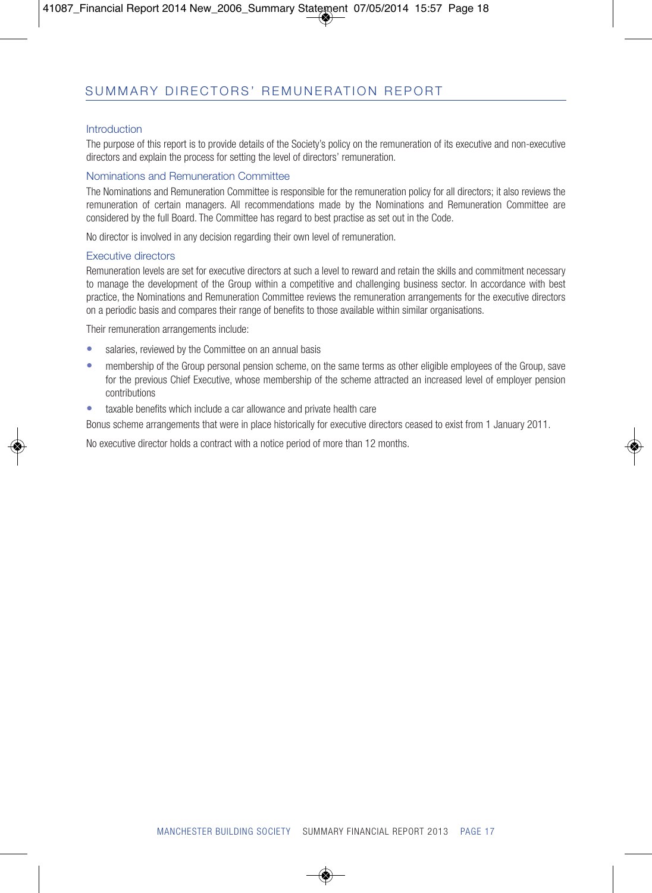# SUMMARY DIRECTORS' REMUNERATION REPORT

## Introduction

The purpose of this report is to provide details of the Society's policy on the remuneration of its executive and non-executive directors and explain the process for setting the level of directors' remuneration.

## Nominations and Remuneration Committee

The Nominations and Remuneration Committee is responsible for the remuneration policy for all directors; it also reviews the remuneration of certain managers. All recommendations made by the Nominations and Remuneration Committee are considered by the full Board. The Committee has regard to best practise as set out in the Code.

No director is involved in any decision regarding their own level of remuneration.

## Executive directors

Remuneration levels are set for executive directors at such a level to reward and retain the skills and commitment necessary to manage the development of the Group within a competitive and challenging business sector. In accordance with best practice, the Nominations and Remuneration Committee reviews the remuneration arrangements for the executive directors on a periodic basis and compares their range of benefits to those available within similar organisations.

Their remuneration arrangements include:

- salaries, reviewed by the Committee on an annual basis
- membership of the Group personal pension scheme, on the same terms as other eligible employees of the Group, save for the previous Chief Executive, whose membership of the scheme attracted an increased level of employer pension contributions
- taxable benefits which include a car allowance and private health care

Bonus scheme arrangements that were in place historically for executive directors ceased to exist from 1 January 2011.

No executive director holds a contract with a notice period of more than 12 months.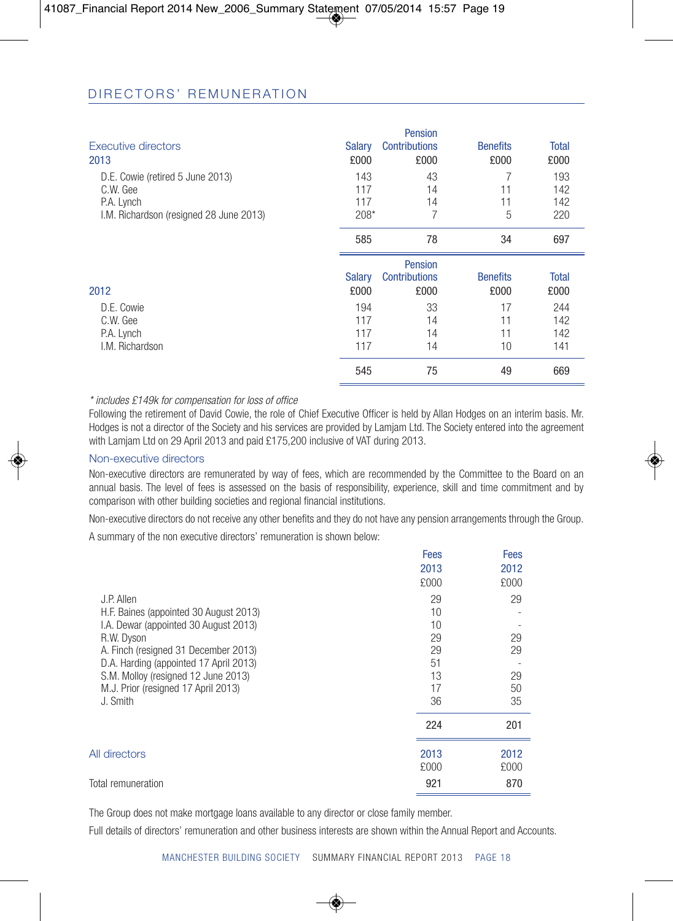## DIRECTORS' REMUNERATION

### Executive directors

| 2013 | Salary £000 | Pension Contributions £000 | Benefits £000 | Total £000 |
|---|---|---|---|---|
| D.E. Cowie (retired 5 June 2013) | 143 | 43 | 7 | 193 |
| C.W. Gee | 117 | 14 | 11 | 142 |
| P.A. Lynch | 117 | 14 | 11 | 142 |
| I.M. Richardson (resigned 28 June 2013) | 208* | 7 | 5 | 220 |
| | 585 | 78 | 34 | 697 |

| 2012 | Salary £000 | Pension Contributions £000 | Benefits £000 | Total £000 |
|---|---|---|---|---|
| D.E. Cowie | 194 | 33 | 17 | 244 |
| C.W. Gee | 117 | 14 | 11 | 142 |
| P.A. Lynch | 117 | 14 | 11 | 142 |
| I.M. Richardson | 117 | 14 | 10 | 141 |
| | 545 | 75 | 49 | 669 |

*\* includes £149k for compensation for loss of office*

Following the retirement of David Cowie, the role of Chief Executive Officer is held by Allan Hodges on an interim basis. Mr. Hodges is not a director of the Society and his services are provided by Lamjam Ltd. The Society entered into the agreement with Lamjam Ltd on 29 April 2013 and paid £175,200 inclusive of VAT during 2013.

### Non-executive directors

Non-executive directors are remunerated by way of fees, which are recommended by the Committee to the Board on an annual basis. The level of fees is assessed on the basis of responsibility, experience, skill and time commitment and by comparison with other building societies and regional financial institutions.

Non-executive directors do not receive any other benefits and they do not have any pension arrangements through the Group.

A summary of the non executive directors' remuneration is shown below:

| | Fees 2013 £000 | Fees 2012 £000 |
|---|---|---|
| J.P. Allen | 29 | 29 |
| H.F. Baines (appointed 30 August 2013) | 10 | - |
| I.A. Dewar (appointed 30 August 2013) | 10 | - |
| R.W. Dyson | 29 | 29 |
| A. Finch (resigned 31 December 2013) | 29 | 29 |
| D.A. Harding (appointed 17 April 2013) | 51 | - |
| S.M. Molloy (resigned 12 June 2013) | 13 | 29 |
| M.J. Prior (resigned 17 April 2013) | 17 | 50 |
| J. Smith | 36 | 35 |
| | 224 | 201 |

### All directors

| | 2013 £000 | 2012 £000 |
|---|---|---|
| Total remuneration | 921 | 870 |

The Group does not make mortgage loans available to any director or close family member.

Full details of directors' remuneration and other business interests are shown within the Annual Report and Accounts.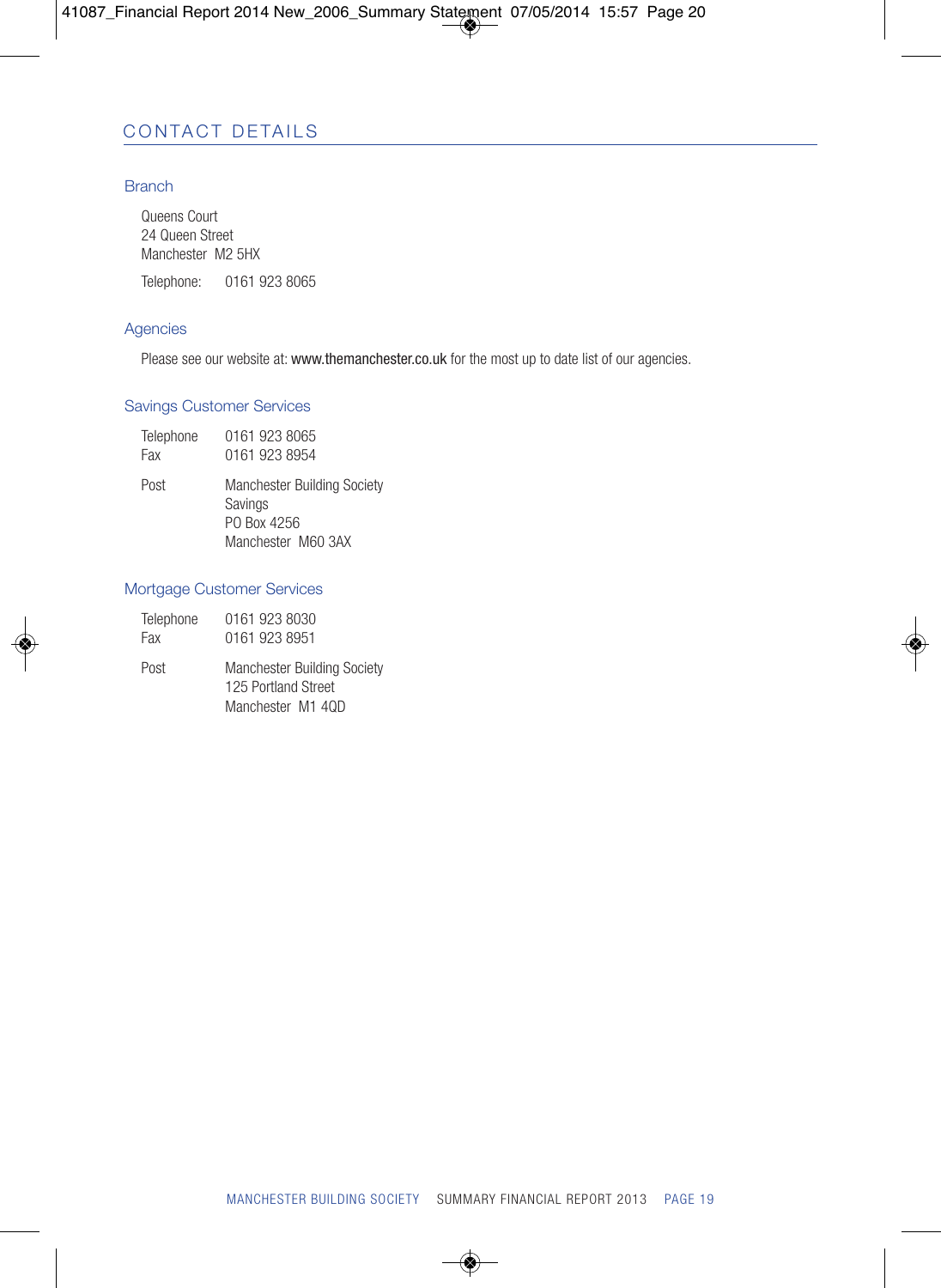# CONTACT DETAILS

## Branch

Queens Court
24 Queen Street
Manchester M2 5HX

Telephone: 0161 923 8065

## Agencies

Please see our website at: www.themanchester.co.uk for the most up to date list of our agencies.

## Savings Customer Services

Telephone 0161 923 8065
Fax 0161 923 8954

Post Manchester Building Society
Savings
PO Box 4256
Manchester M60 3AX

## Mortgage Customer Services

Telephone 0161 923 8030
Fax 0161 923 8951

Post Manchester Building Society
125 Portland Street
Manchester M1 4QD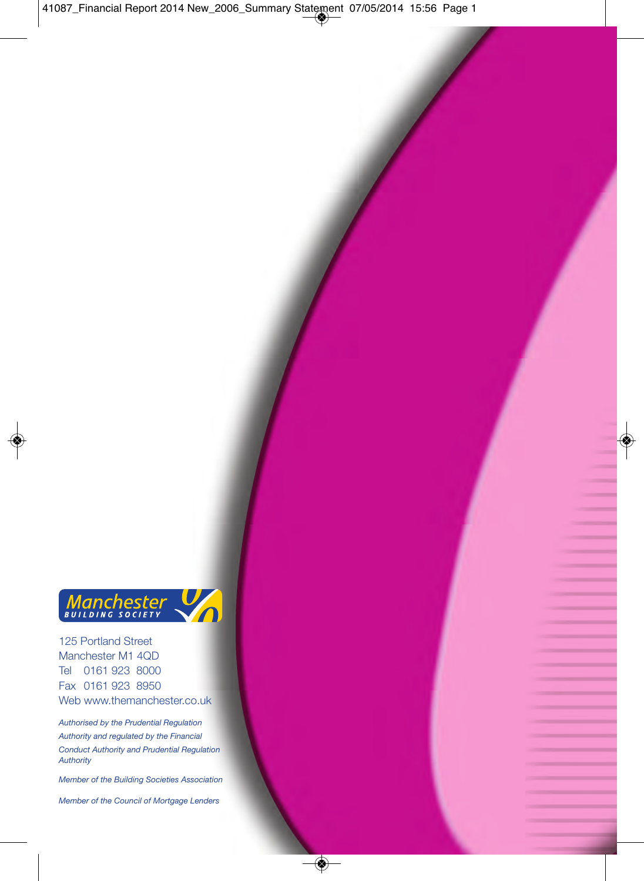Manchester BUILDING SOCIETY

125 Portland Street
Manchester M1 4QD
Tel 0161 923 8000
Fax 0161 923 8950
Web www.themanchester.co.uk

*Authorised by the Prudential Regulation Authority and regulated by the Financial Conduct Authority and Prudential Regulation Authority*

*Member of the Building Societies Association*

*Member of the Council of Mortgage Lenders*